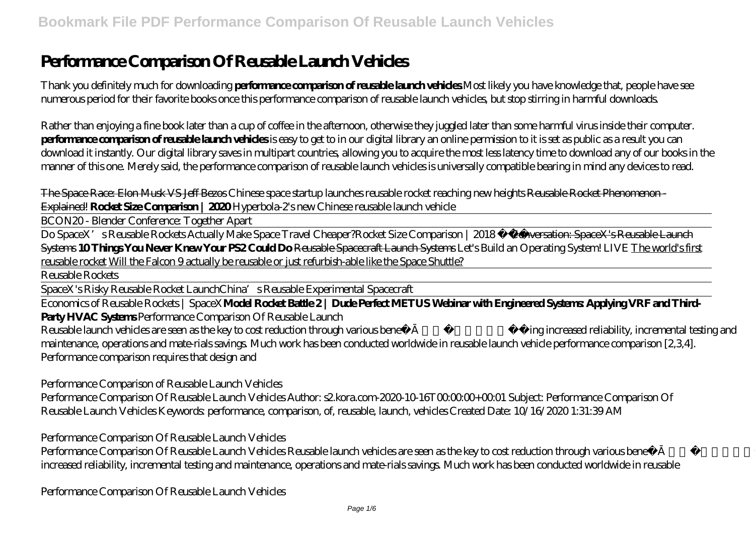# Performance Comparison Of Reusable Launch Vehicles

Thank you definitely much for downloading **performance comparison of reusable launch vehicles**.Most likely you have knowledge that, people have see numerous period for their favorite books once this performance comparison of reusable launch vehicles, but stop stirring in harmful downloads.

Rather than enjoying a fine book later than a cup of coffee in the afternoon, otherwise they juggled later than some harmful virus inside their computer. **performance comparison of reusable launch vehicles** is easy to get to in our digital library an online permission to it is set as public as a result you can download it instantly. Our digital library saves in multipart countries, allowing you to acquire the most less latency time to download any of our books in the manner of this one. Merely said, the performance comparison of reusable launch vehicles is universally compatible bearing in mind any devices to read.

~~The Space Race: Elon Musk VS Jeff Bezos~~ *Chinese space startup launches reusable rocket reaching new heights* ~~Reusable Rocket Phenomenon - Explained!~~ **Rocket Size Comparison | 2020** *Hyperbola-2's new Chinese reusable launch vehicle*

BCON20 - Blender Conference: Together Apart

Do SpaceX's Reusable Rockets Actually Make Space Travel Cheaper?*Rocket Size Comparison | 2018* ~~Conversation: SpaceX's Reusable Launch Systems~~ **10 Things You Never Knew Your PS2 Could Do** Reusable Spacecraft Launch Systems *Let's Build an Operating System! LIVE* The world's first reusable rocket Will the Falcon 9 actually be reusable or just refurbish-able like the Space Shuttle?

Reusable Rockets

SpaceX's Risky Reusable Rocket Launch*China's Reusable Experimental Spacecraft*

Economics of Reusable Rockets | SpaceX**Model Rocket Battle 2 | Dude Perfect METUS Webinar with Engineered Systems: Applying VRF and Third-Party HVAC Systems** *Performance Comparison Of Reusable Launch*

Reusable launch vehicles are seen as the key to cost reduction through various benefits, including increased reliability, incremental testing and maintenance, operations and mate-rials savings. Much work has been conducted worldwide in reusable launch vehicle performance comparison [2,3,4]. Performance comparison requires that design and

*Performance Comparison of Reusable Launch Vehicles*

Performance Comparison Of Reusable Launch Vehicles Author: s2.kora.com-2020-10-16T00:00:00+00:01 Subject: Performance Comparison Of Reusable Launch Vehicles Keywords: performance, comparison, of, reusable, launch, vehicles Created Date: 10/16/2020 1:31:39 AM

*Performance Comparison Of Reusable Launch Vehicles*

Performance Comparison Of Reusable Launch Vehicles Reusable launch vehicles are seen as the key to cost reduction through various benefits, including increased reliability, incremental testing and maintenance, operations and mate-rials savings. Much work has been conducted worldwide in reusable

*Performance Comparison Of Reusable Launch Vehicles*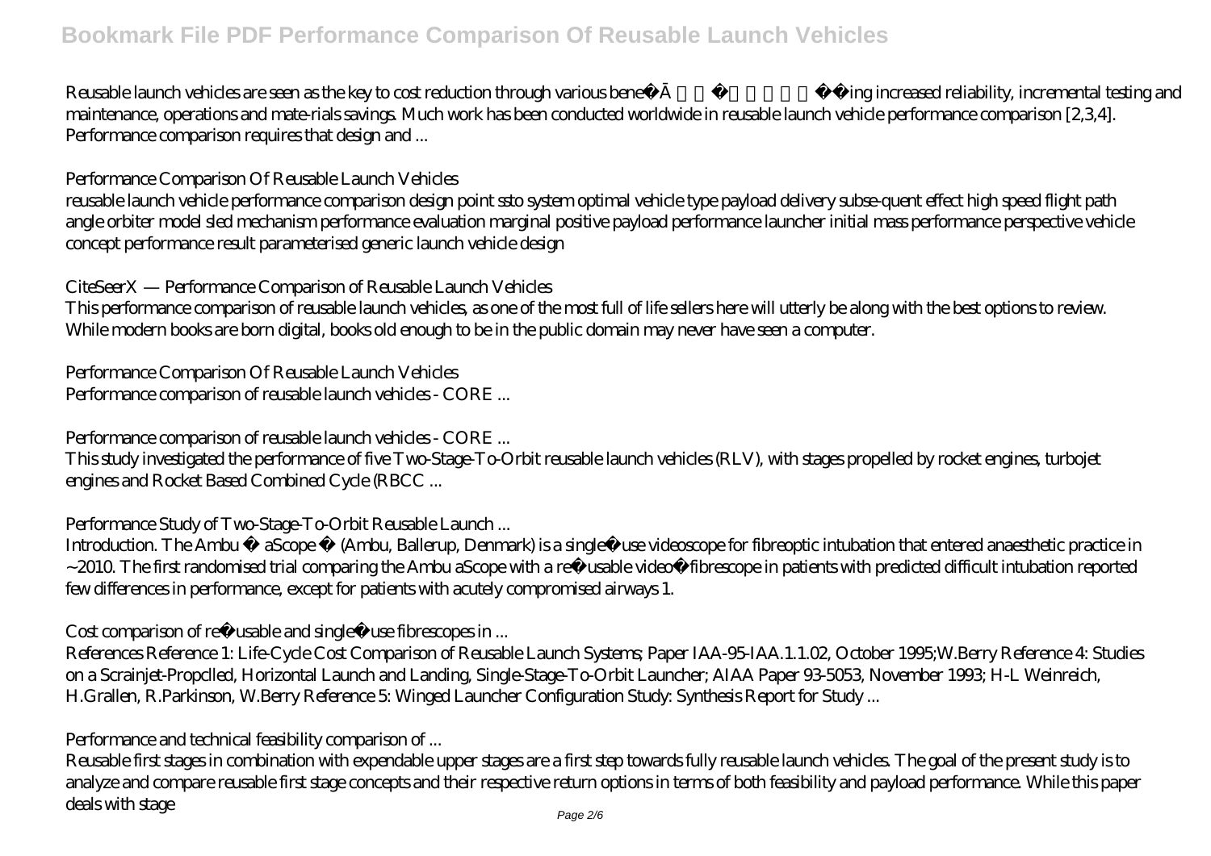Reusable launch vehicles are seen as the key to cost reduction through various beneﬁ ts, including increased reliability, incremental testing and maintenance, operations and mate-rials savings. Much work has been conducted worldwide in reusable launch vehicle performance comparison [2,3,4]. Performance comparison requires that design and ...

*Performance Comparison Of Reusable Launch Vehicles*

reusable launch vehicle performance comparison design point ssto system optimal vehicle type payload delivery subse-quent effect high speed flight path angle orbiter model sled mechanism performance evaluation marginal positive payload performance launcher initial mass performance perspective vehicle concept performance result parameterised generic launch vehicle design

*CiteSeerX — Performance Comparison of Reusable Launch Vehicles*

This performance comparison of reusable launch vehicles, as one of the most full of life sellers here will utterly be along with the best options to review. While modern books are born digital, books old enough to be in the public domain may never have seen a computer.

*Performance Comparison Of Reusable Launch Vehicles*

Performance comparison of reusable launch vehicles - CORE ...

*Performance comparison of reusable launch vehicles - CORE ...*

This study investigated the performance of five Two-Stage-To-Orbit reusable launch vehicles (RLV), with stages propelled by rocket engines, turbojet engines and Rocket Based Combined Cycle (RBCC ...

*Performance Study of Two-Stage-To-Orbit Reusable Launch ...*

Introduction. The Ambu ® aScope ® (Ambu, Ballerup, Denmark) is a single‐use videoscope for fibreoptic intubation that entered anaesthetic practice in ~2010. The first randomised trial comparing the Ambu aScope with a re‐usable video‐fibrescope in patients with predicted difficult intubation reported few differences in performance, except for patients with acutely compromised airways 1.

*Cost comparison of re‐usable and single‐use fibrescopes in ...*

References Reference 1: Life-Cycle Cost Comparison of Reusable Launch Systems; Paper IAA-95-IAA.1.1.02, October 1995;W.Berry Reference 4: Studies on a Scrainjet-Propclled, Horizontal Launch and Landing, Single-Stage-To-Orbit Launcher; AIAA Paper 93-5053, November 1993; H-L Weinreich, H.Grallen, R.Parkinson, W.Berry Reference 5: Winged Launcher Configuration Study: Synthesis Report for Study ...

*Performance and technical feasibility comparison of ...*

Reusable first stages in combination with expendable upper stages are a first step towards fully reusable launch vehicles. The goal of the present study is to analyze and compare reusable first stage concepts and their respective return options in terms of both feasibility and payload performance. While this paper deals with stage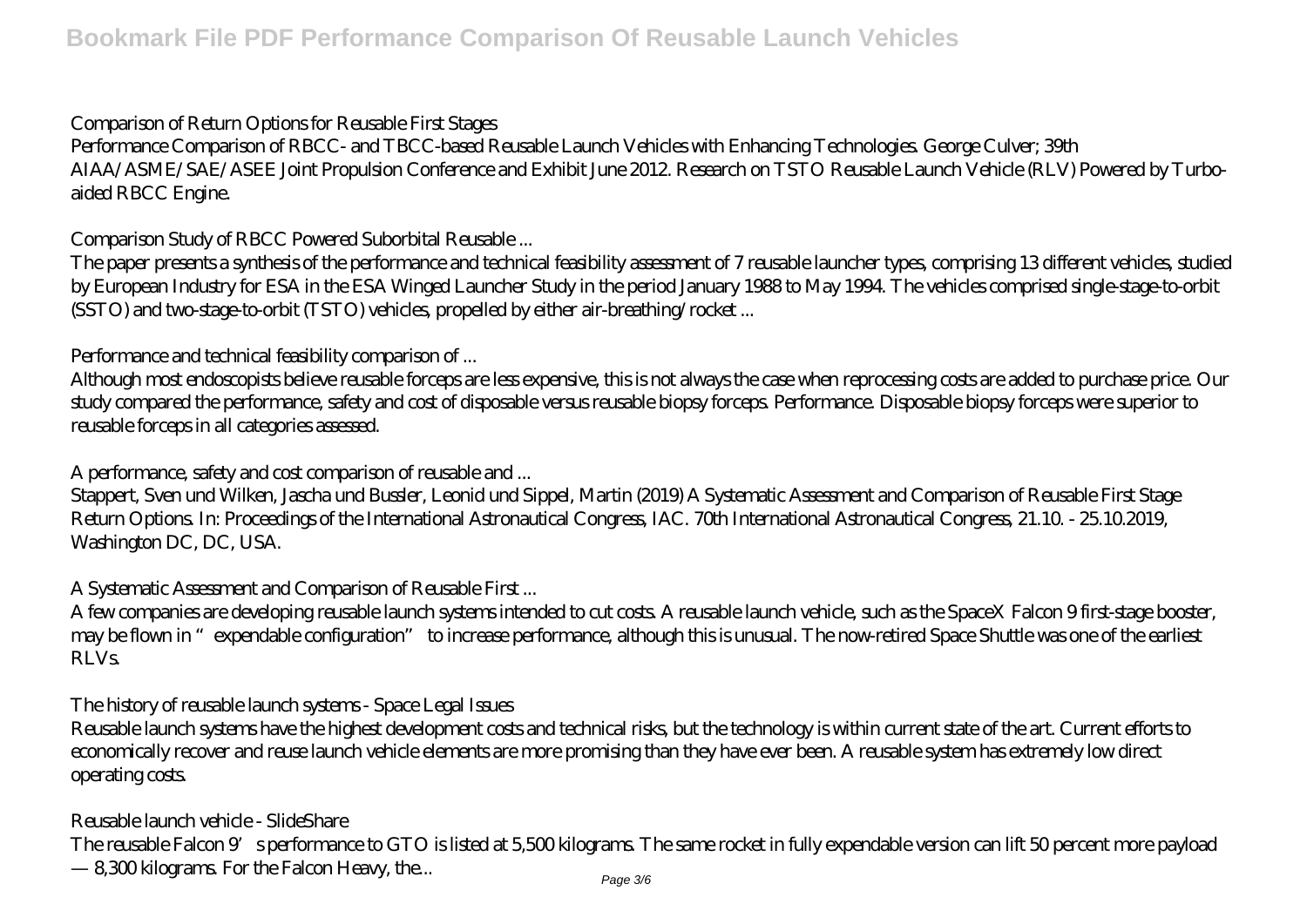## Comparison of Return Options for Reusable First Stages

Performance Comparison of RBCC- and TBCC-based Reusable Launch Vehicles with Enhancing Technologies. George Culver; 39th AIAA/ASME/SAE/ASEE Joint Propulsion Conference and Exhibit June 2012. Research on TSTO Reusable Launch Vehicle (RLV) Powered by Turbo-aided RBCC Engine.

## Comparison Study of RBCC Powered Suborbital Reusable ...

The paper presents a synthesis of the performance and technical feasibility assessment of 7 reusable launcher types, comprising 13 different vehicles, studied by European Industry for ESA in the ESA Winged Launcher Study in the period January 1988 to May 1994. The vehicles comprised single-stage-to-orbit (SSTO) and two-stage-to-orbit (TSTO) vehicles, propelled by either air-breathing/rocket ...

## Performance and technical feasibility comparison of ...

Although most endoscopists believe reusable forceps are less expensive, this is not always the case when reprocessing costs are added to purchase price. Our study compared the performance, safety and cost of disposable versus reusable biopsy forceps. Performance. Disposable biopsy forceps were superior to reusable forceps in all categories assessed.

## A performance, safety and cost comparison of reusable and ...

Stappert, Sven und Wilken, Jascha und Bussler, Leonid und Sippel, Martin (2019) A Systematic Assessment and Comparison of Reusable First Stage Return Options. In: Proceedings of the International Astronautical Congress, IAC. 70th International Astronautical Congress, 21.10. - 25.10.2019, Washington DC, DC, USA.

## A Systematic Assessment and Comparison of Reusable First ...

A few companies are developing reusable launch systems intended to cut costs. A reusable launch vehicle, such as the SpaceX Falcon 9 first-stage booster, may be flown in "expendable configuration" to increase performance, although this is unusual. The now-retired Space Shuttle was one of the earliest RLVs.

## The history of reusable launch systems - Space Legal Issues

Reusable launch systems have the highest development costs and technical risks, but the technology is within current state of the art. Current efforts to economically recover and reuse launch vehicle elements are more promising than they have ever been. A reusable system has extremely low direct operating costs.

## Reusable launch vehicle - SlideShare

The reusable Falcon 9's performance to GTO is listed at 5,500 kilograms. The same rocket in fully expendable version can lift 50 percent more payload — 8,300 kilograms. For the Falcon Heavy, the...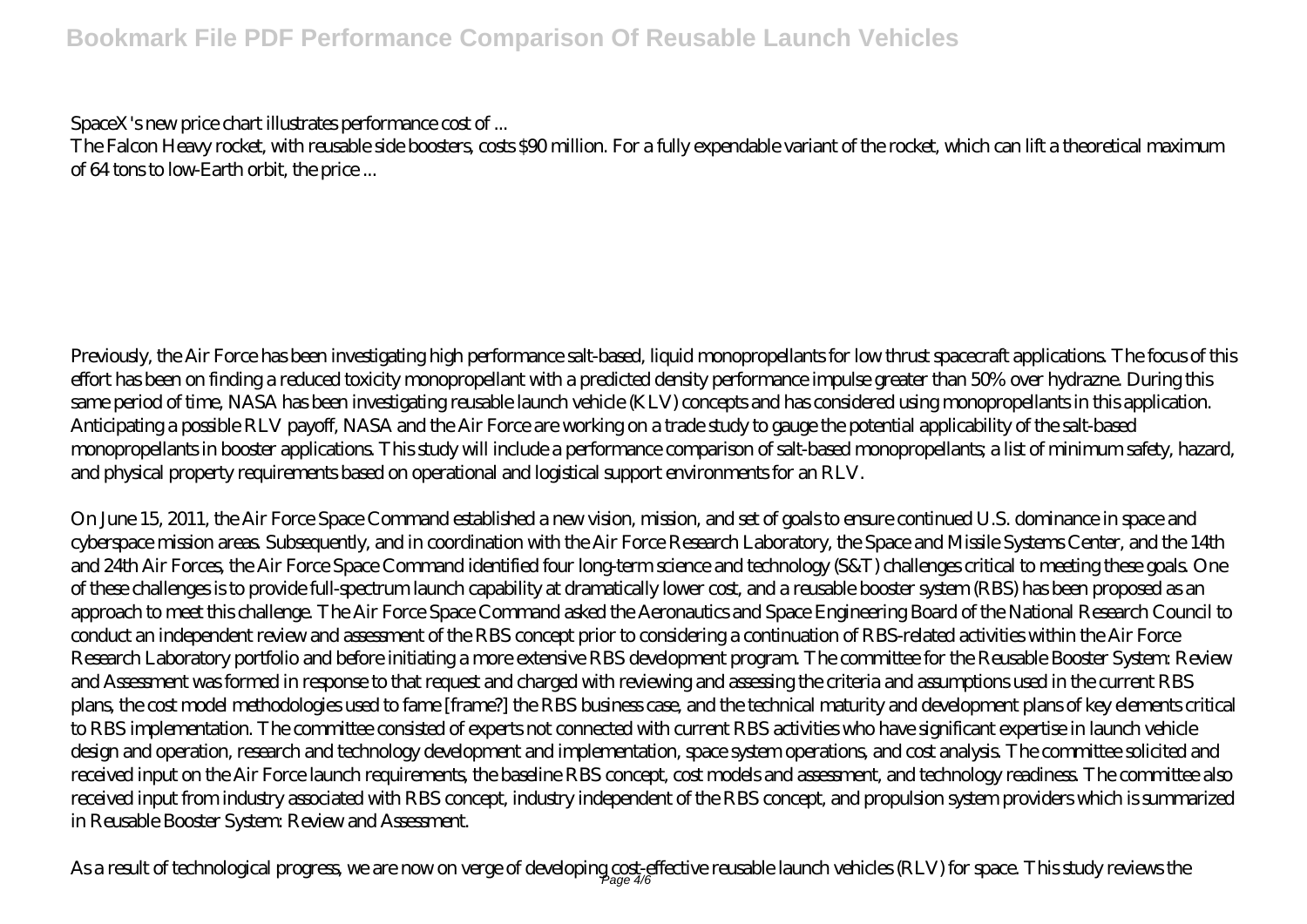SpaceX's new price chart illustrates performance cost of ...

The Falcon Heavy rocket, with reusable side boosters, costs $90 million. For a fully expendable variant of the rocket, which can lift a theoretical maximum of 64 tons to low-Earth orbit, the price ...

Previously, the Air Force has been investigating high performance salt-based, liquid monopropellants for low thrust spacecraft applications. The focus of this effort has been on finding a reduced toxicity monopropellant with a predicted density performance impulse greater than 50% over hydrazne. During this same period of time, NASA has been investigating reusable launch vehicle (KLV) concepts and has considered using monopropellants in this application. Anticipating a possible RLV payoff, NASA and the Air Force are working on a trade study to gauge the potential applicability of the salt-based monopropellants in booster applications. This study will include a performance comparison of salt-based monopropellants; a list of minimum safety, hazard, and physical property requirements based on operational and logistical support environments for an RLV.

On June 15, 2011, the Air Force Space Command established a new vision, mission, and set of goals to ensure continued U.S. dominance in space and cyberspace mission areas. Subsequently, and in coordination with the Air Force Research Laboratory, the Space and Missile Systems Center, and the 14th and 24th Air Forces, the Air Force Space Command identified four long-term science and technology (S&T) challenges critical to meeting these goals. One of these challenges is to provide full-spectrum launch capability at dramatically lower cost, and a reusable booster system (RBS) has been proposed as an approach to meet this challenge. The Air Force Space Command asked the Aeronautics and Space Engineering Board of the National Research Council to conduct an independent review and assessment of the RBS concept prior to considering a continuation of RBS-related activities within the Air Force Research Laboratory portfolio and before initiating a more extensive RBS development program. The committee for the Reusable Booster System: Review and Assessment was formed in response to that request and charged with reviewing and assessing the criteria and assumptions used in the current RBS plans, the cost model methodologies used to fame [frame?] the RBS business case, and the technical maturity and development plans of key elements critical to RBS implementation. The committee consisted of experts not connected with current RBS activities who have significant expertise in launch vehicle design and operation, research and technology development and implementation, space system operations, and cost analysis. The committee solicited and received input on the Air Force launch requirements, the baseline RBS concept, cost models and assessment, and technology readiness. The committee also received input from industry associated with RBS concept, industry independent of the RBS concept, and propulsion system providers which is summarized in Reusable Booster System: Review and Assessment.

As a result of technological progress, we are now on verge of developing cost-effective reusable launch vehicles (RLV) for space. This study reviews the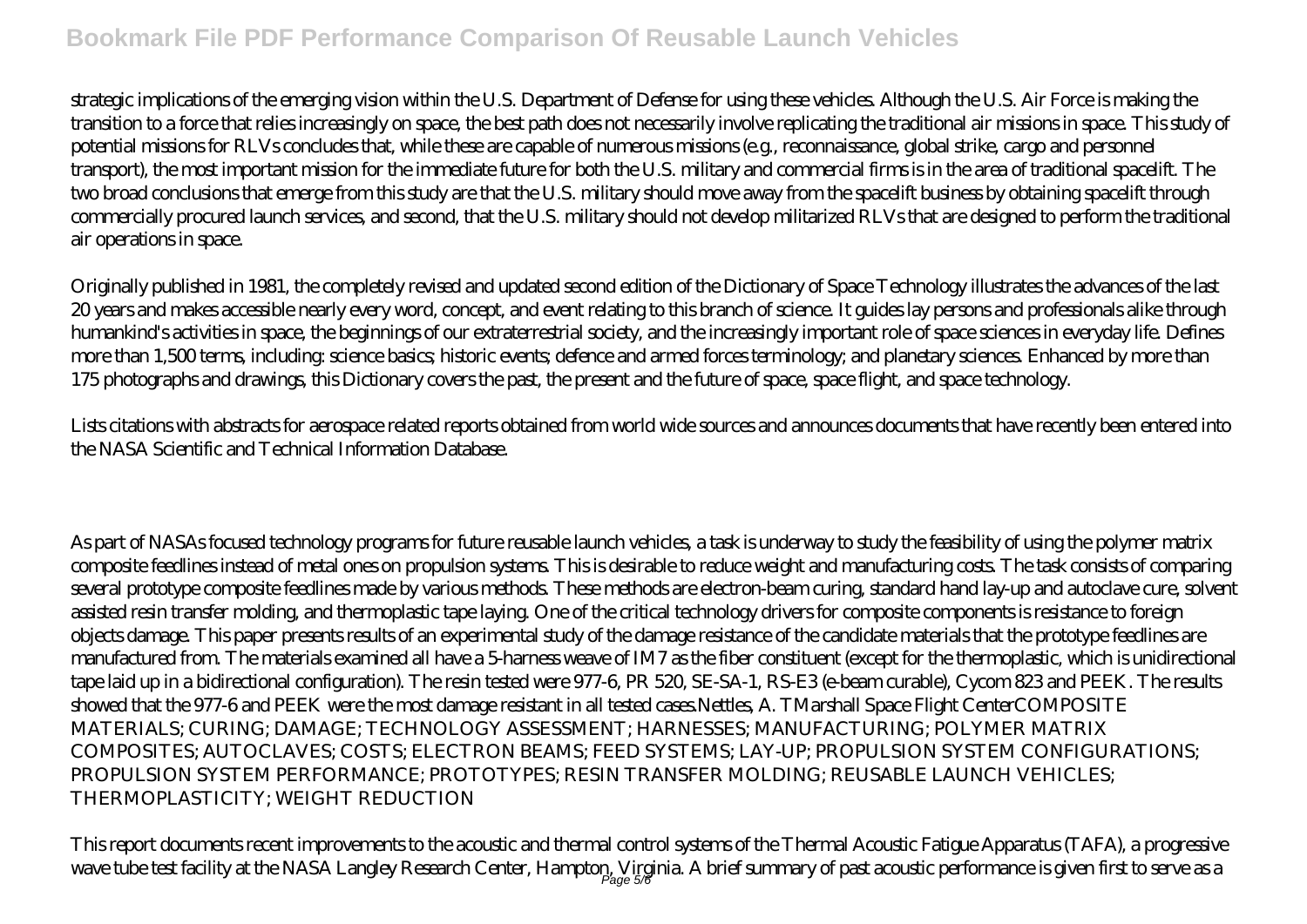strategic implications of the emerging vision within the U.S. Department of Defense for using these vehicles. Although the U.S. Air Force is making the transition to a force that relies increasingly on space, the best path does not necessarily involve replicating the traditional air missions in space. This study of potential missions for RLVs concludes that, while these are capable of numerous missions (e.g., reconnaissance, global strike, cargo and personnel transport), the most important mission for the immediate future for both the U.S. military and commercial firms is in the area of traditional spacelift. The two broad conclusions that emerge from this study are that the U.S. military should move away from the spacelift business by obtaining spacelift through commercially procured launch services, and second, that the U.S. military should not develop militarized RLVs that are designed to perform the traditional air operations in space.

Originally published in 1981, the completely revised and updated second edition of the Dictionary of Space Technology illustrates the advances of the last 20 years and makes accessible nearly every word, concept, and event relating to this branch of science. It guides lay persons and professionals alike through humankind's activities in space, the beginnings of our extraterrestrial society, and the increasingly important role of space sciences in everyday life. Defines more than 1,500 terms, including: science basics; historic events; defence and armed forces terminology; and planetary sciences. Enhanced by more than 175 photographs and drawings, this Dictionary covers the past, the present and the future of space, space flight, and space technology.

Lists citations with abstracts for aerospace related reports obtained from world wide sources and announces documents that have recently been entered into the NASA Scientific and Technical Information Database.

As part of NASAs focused technology programs for future reusable launch vehicles, a task is underway to study the feasibility of using the polymer matrix composite feedlines instead of metal ones on propulsion systems. This is desirable to reduce weight and manufacturing costs. The task consists of comparing several prototype composite feedlines made by various methods. These methods are electron-beam curing, standard hand lay-up and autoclave cure, solvent assisted resin transfer molding, and thermoplastic tape laying. One of the critical technology drivers for composite components is resistance to foreign objects damage. This paper presents results of an experimental study of the damage resistance of the candidate materials that the prototype feedlines are manufactured from. The materials examined all have a 5-harness weave of IM7 as the fiber constituent (except for the thermoplastic, which is unidirectional tape laid up in a bidirectional configuration). The resin tested were 977-6, PR 520, SE-SA-1, RS-E3 (e-beam curable), Cycom 823 and PEEK. The results showed that the 977-6 and PEEK were the most damage resistant in all tested cases.Nettles, A. TMarshall Space Flight CenterCOMPOSITE MATERIALS; CURING; DAMAGE; TECHNOLOGY ASSESSMENT; HARNESSES; MANUFACTURING; POLYMER MATRIX COMPOSITES; AUTOCLAVES; COSTS; ELECTRON BEAMS; FEED SYSTEMS; LAY-UP; PROPULSION SYSTEM CONFIGURATIONS; PROPULSION SYSTEM PERFORMANCE; PROTOTYPES; RESIN TRANSFER MOLDING; REUSABLE LAUNCH VEHICLES; THERMOPLASTICITY; WEIGHT REDUCTION

This report documents recent improvements to the acoustic and thermal control systems of the Thermal Acoustic Fatigue Apparatus (TAFA), a progressive wave tube test facility at the NASA Langley Research Center, Hampton, Virginia. A brief summary of past acoustic performance is given first to serve as a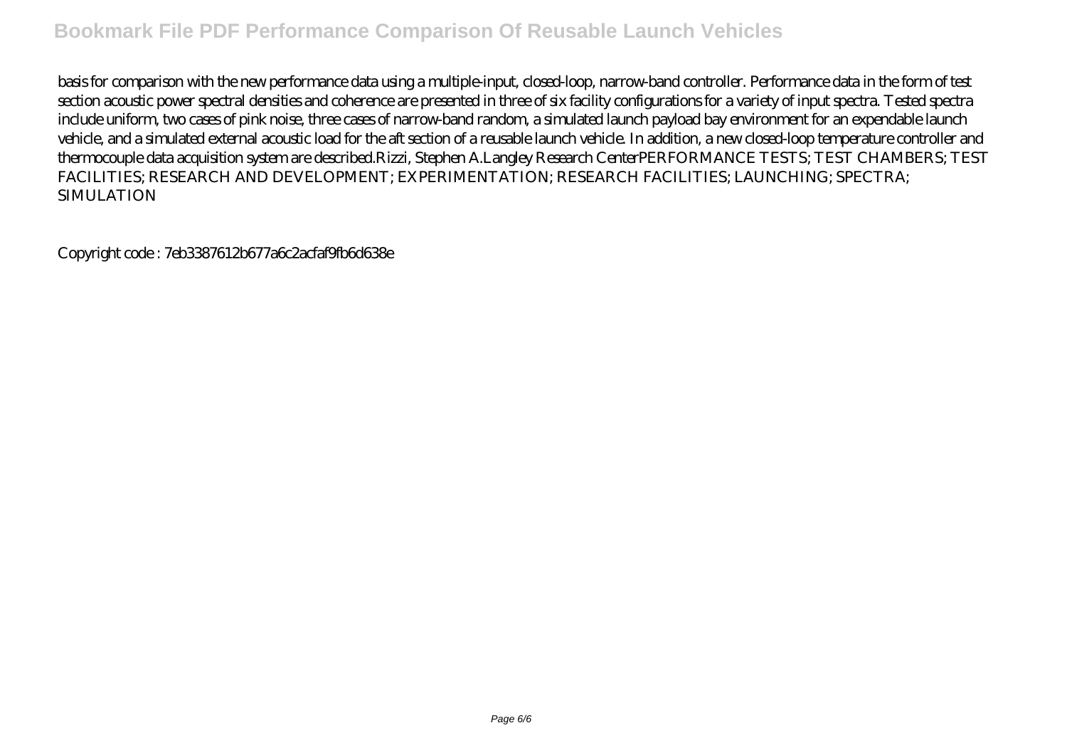basis for comparison with the new performance data using a multiple-input, closed-loop, narrow-band controller. Performance data in the form of test section acoustic power spectral densities and coherence are presented in three of six facility configurations for a variety of input spectra. Tested spectra include uniform, two cases of pink noise, three cases of narrow-band random, a simulated launch payload bay environment for an expendable launch vehicle, and a simulated external acoustic load for the aft section of a reusable launch vehicle. In addition, a new closed-loop temperature controller and thermocouple data acquisition system are described.Rizzi, Stephen A.Langley Research CenterPERFORMANCE TESTS; TEST CHAMBERS; TEST FACILITIES; RESEARCH AND DEVELOPMENT; EXPERIMENTATION; RESEARCH FACILITIES; LAUNCHING; SPECTRA; SIMULATION

Copyright code : 7eb3387612b677a6c2acfaf9fb6d638e